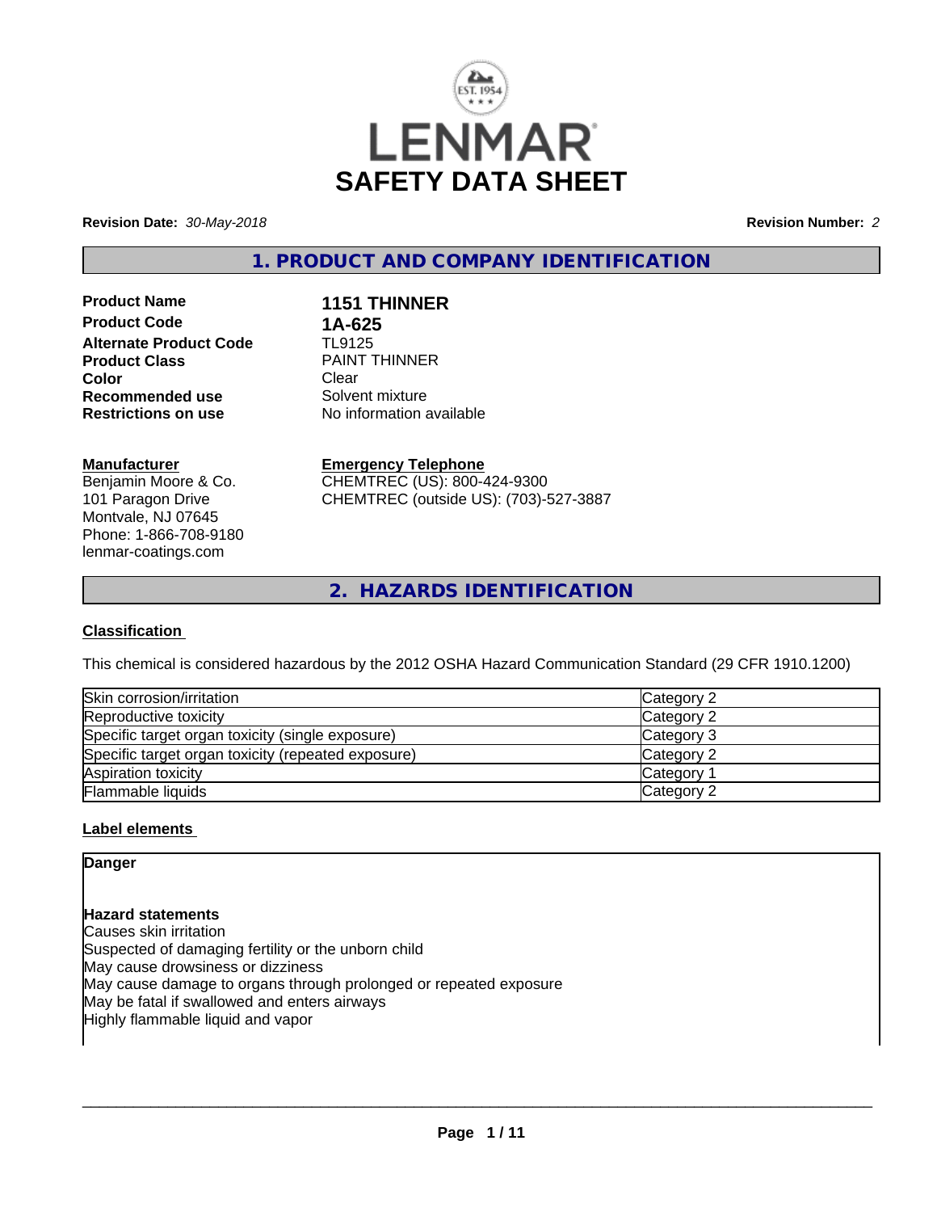LENMAR

# SAFETY DATA SHEET

**Revision Date:** *30-May-2018* **Revision Number:** *2*

## 1. PRODUCT AND COMPANY IDENTIFICATION

| | |
|---|---|
| **Product Name** | **1151 THINNER** |
| **Product Code** | **1A-625** |
| **Alternate Product Code** | TL9125 |
| **Product Class** | PAINT THINNER |
| **Color** | Clear |
| **Recommended use** | Solvent mixture |
| **Restrictions on use** | No information available |

**Manufacturer**
Benjamin Moore & Co.
101 Paragon Drive
Montvale, NJ 07645
Phone: 1-866-708-9180
lenmar-coatings.com

**Emergency Telephone**
CHEMTREC (US): 800-424-9300
CHEMTREC (outside US): (703)-527-3887

## 2. HAZARDS IDENTIFICATION

### Classification

This chemical is considered hazardous by the 2012 OSHA Hazard Communication Standard (29 CFR 1910.1200)

| | |
|---|---|
| Skin corrosion/irritation | Category 2 |
| Reproductive toxicity | Category 2 |
| Specific target organ toxicity (single exposure) | Category 3 |
| Specific target organ toxicity (repeated exposure) | Category 2 |
| Aspiration toxicity | Category 1 |
| Flammable liquids | Category 2 |

### Label elements

**Danger**

**Hazard statements**
Causes skin irritation
Suspected of damaging fertility or the unborn child
May cause drowsiness or dizziness
May cause damage to organs through prolonged or repeated exposure
May be fatal if swallowed and enters airways
Highly flammable liquid and vapor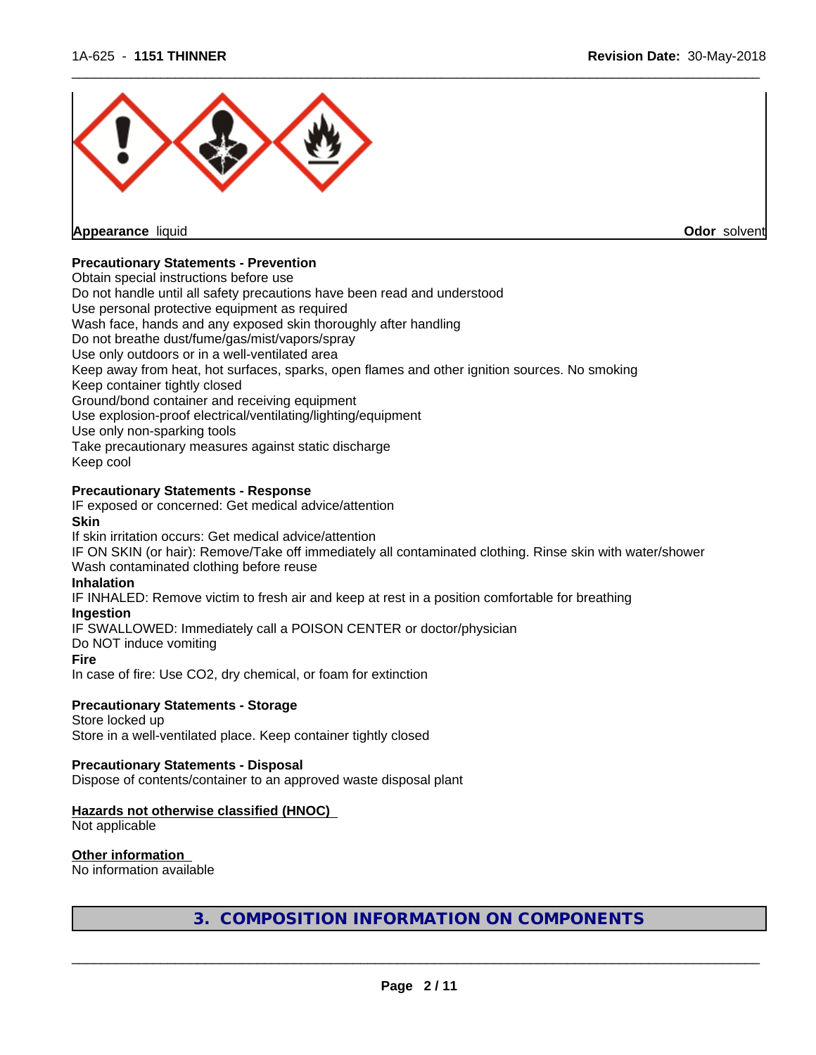**Appearance** liquid **Odor** solvent

**Precautionary Statements - Prevention**

Obtain special instructions before use
Do not handle until all safety precautions have been read and understood
Use personal protective equipment as required
Wash face, hands and any exposed skin thoroughly after handling
Do not breathe dust/fume/gas/mist/vapors/spray
Use only outdoors or in a well-ventilated area
Keep away from heat, hot surfaces, sparks, open flames and other ignition sources. No smoking
Keep container tightly closed
Ground/bond container and receiving equipment
Use explosion-proof electrical/ventilating/lighting/equipment
Use only non-sparking tools
Take precautionary measures against static discharge
Keep cool

**Precautionary Statements - Response**

IF exposed or concerned: Get medical advice/attention

**Skin**

If skin irritation occurs: Get medical advice/attention
IF ON SKIN (or hair): Remove/Take off immediately all contaminated clothing. Rinse skin with water/shower
Wash contaminated clothing before reuse

**Inhalation**

IF INHALED: Remove victim to fresh air and keep at rest in a position comfortable for breathing

**Ingestion**

IF SWALLOWED: Immediately call a POISON CENTER or doctor/physician
Do NOT induce vomiting

**Fire**

In case of fire: Use $CO_2$, dry chemical, or foam for extinction

**Precautionary Statements - Storage**

Store locked up
Store in a well-ventilated place. Keep container tightly closed

**Precautionary Statements - Disposal**

Dispose of contents/container to an approved waste disposal plant

**Hazards not otherwise classified (HNOC)**

Not applicable

**Other information**

No information available

## 3. COMPOSITION INFORMATION ON COMPONENTS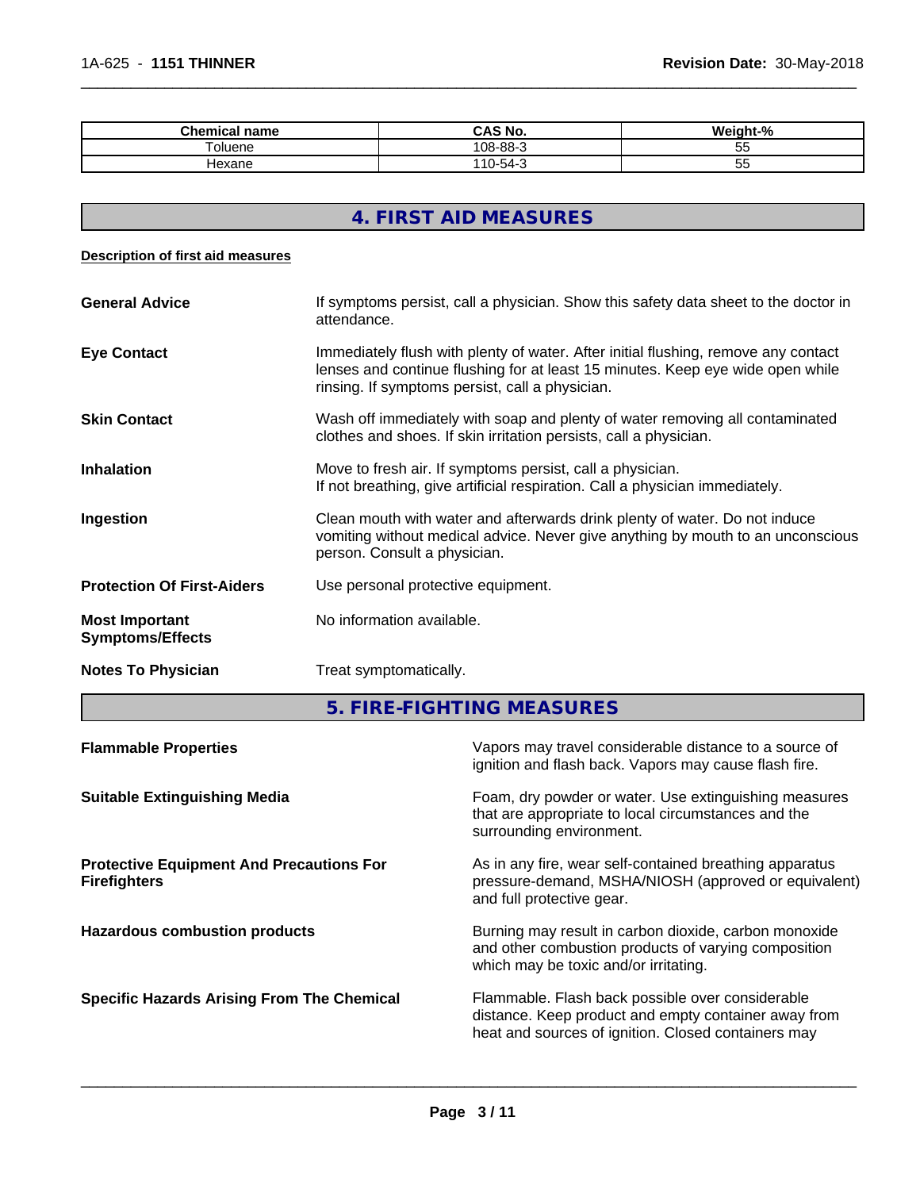| Chemical name | CAS No. | Weight-% |
|---|---|---|
| Toluene | 108-88-3 | 55 |
| Hexane | 110-54-3 | 55 |

## 4. FIRST AID MEASURES

**Description of first aid measures**

**General Advice** If symptoms persist, call a physician. Show this safety data sheet to the doctor in attendance.

**Eye Contact** Immediately flush with plenty of water. After initial flushing, remove any contact lenses and continue flushing for at least 15 minutes. Keep eye wide open while rinsing. If symptoms persist, call a physician.

**Skin Contact** Wash off immediately with soap and plenty of water removing all contaminated clothes and shoes. If skin irritation persists, call a physician.

**Inhalation** Move to fresh air. If symptoms persist, call a physician.
If not breathing, give artificial respiration. Call a physician immediately.

**Ingestion** Clean mouth with water and afterwards drink plenty of water. Do not induce vomiting without medical advice. Never give anything by mouth to an unconscious person. Consult a physician.

**Protection Of First-Aiders** Use personal protective equipment.

**Most Important Symptoms/Effects** No information available.

**Notes To Physician** Treat symptomatically.

## 5. FIRE-FIGHTING MEASURES

**Flammable Properties** Vapors may travel considerable distance to a source of ignition and flash back. Vapors may cause flash fire.

**Suitable Extinguishing Media** Foam, dry powder or water. Use extinguishing measures that are appropriate to local circumstances and the surrounding environment.

**Protective Equipment And Precautions For Firefighters** As in any fire, wear self-contained breathing apparatus pressure-demand, MSHA/NIOSH (approved or equivalent) and full protective gear.

**Hazardous combustion products** Burning may result in carbon dioxide, carbon monoxide and other combustion products of varying composition which may be toxic and/or irritating.

**Specific Hazards Arising From The Chemical** Flammable. Flash back possible over considerable distance. Keep product and empty container away from heat and sources of ignition. Closed containers may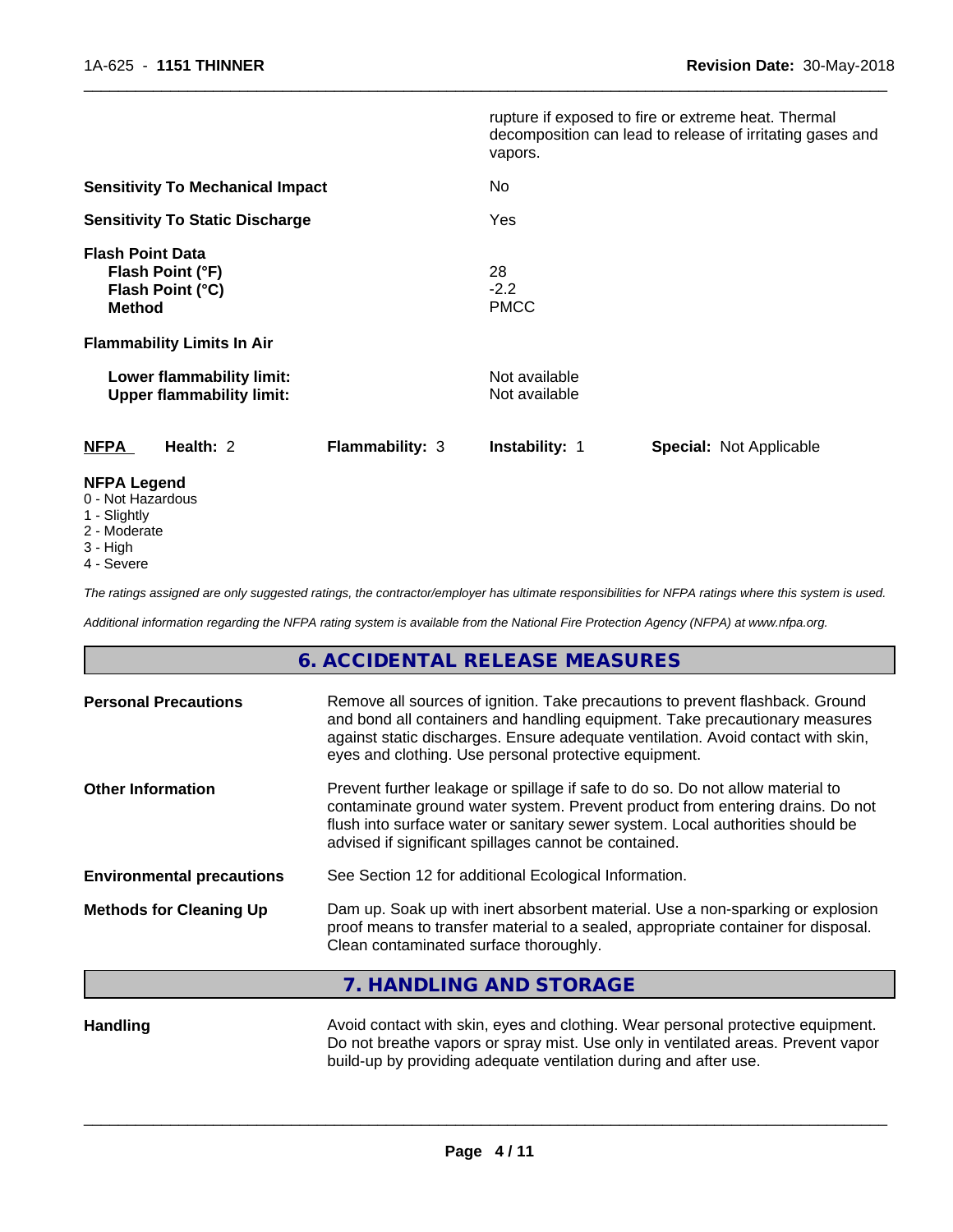rupture if exposed to fire or extreme heat. Thermal decomposition can lead to release of irritating gases and vapors.

**Sensitivity To Mechanical Impact** No

**Sensitivity To Static Discharge** Yes

**Flash Point Data**
**Flash Point (°F)** 28
**Flash Point (°C)** -2.2
**Method** PMCC

**Flammability Limits In Air**

**Lower flammability limit:** Not available
**Upper flammability limit:** Not available

| **NFPA** | **Health:** 2 | **Flammability:** 3 | **Instability:** 1 | **Special:** Not Applicable |
|---|---|---|---|---|

**NFPA Legend**
0 - Not Hazardous
1 - Slightly
2 - Moderate
3 - High
4 - Severe

*The ratings assigned are only suggested ratings, the contractor/employer has ultimate responsibilities for NFPA ratings where this system is used.*

*Additional information regarding the NFPA rating system is available from the National Fire Protection Agency (NFPA) at www.nfpa.org.*

## 6. ACCIDENTAL RELEASE MEASURES

**Personal Precautions** Remove all sources of ignition. Take precautions to prevent flashback. Ground and bond all containers and handling equipment. Take precautionary measures against static discharges. Ensure adequate ventilation. Avoid contact with skin, eyes and clothing. Use personal protective equipment.

**Other Information** Prevent further leakage or spillage if safe to do so. Do not allow material to contaminate ground water system. Prevent product from entering drains. Do not flush into surface water or sanitary sewer system. Local authorities should be advised if significant spillages cannot be contained.

**Environmental precautions** See Section 12 for additional Ecological Information.

**Methods for Cleaning Up** Dam up. Soak up with inert absorbent material. Use a non-sparking or explosion proof means to transfer material to a sealed, appropriate container for disposal. Clean contaminated surface thoroughly.

## 7. HANDLING AND STORAGE

**Handling** Avoid contact with skin, eyes and clothing. Wear personal protective equipment. Do not breathe vapors or spray mist. Use only in ventilated areas. Prevent vapor build-up by providing adequate ventilation during and after use.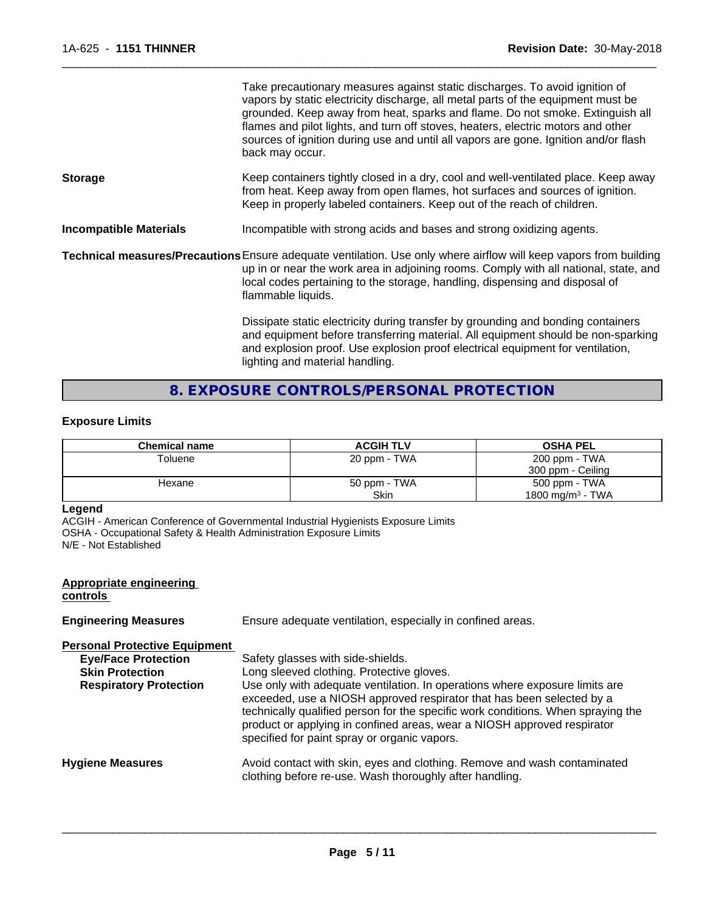Take precautionary measures against static discharges. To avoid ignition of vapors by static electricity discharge, all metal parts of the equipment must be grounded. Keep away from heat, sparks and flame. Do not smoke. Extinguish all flames and pilot lights, and turn off stoves, heaters, electric motors and other sources of ignition during use and until all vapors are gone. Ignition and/or flash back may occur.

**Storage** Keep containers tightly closed in a dry, cool and well-ventilated place. Keep away from heat. Keep away from open flames, hot surfaces and sources of ignition. Keep in properly labeled containers. Keep out of the reach of children.

**Incompatible Materials** Incompatible with strong acids and bases and strong oxidizing agents.

**Technical measures/Precautions** Ensure adequate ventilation. Use only where airflow will keep vapors from building up in or near the work area in adjoining rooms. Comply with all national, state, and local codes pertaining to the storage, handling, dispensing and disposal of flammable liquids.

Dissipate static electricity during transfer by grounding and bonding containers and equipment before transferring material. All equipment should be non-sparking and explosion proof. Use explosion proof electrical equipment for ventilation, lighting and material handling.

## 8. EXPOSURE CONTROLS/PERSONAL PROTECTION

### Exposure Limits

| Chemical name | ACGIH TLV | OSHA PEL |
|---|---|---|
| Toluene | 20 ppm - TWA | 200 ppm - TWA<br>300 ppm - Ceiling |
| Hexane | 50 ppm - TWA<br>Skin | 500 ppm - TWA<br>1800 mg/m$^3$ - TWA |

**Legend**

ACGIH - American Conference of Governmental Industrial Hygienists Exposure Limits
OSHA - Occupational Safety & Health Administration Exposure Limits
N/E - Not Established

**Appropriate engineering controls**

**Engineering Measures** Ensure adequate ventilation, especially in confined areas.

**Personal Protective Equipment**

**Eye/Face Protection** Safety glasses with side-shields.

**Skin Protection** Long sleeved clothing. Protective gloves.

**Respiratory Protection** Use only with adequate ventilation. In operations where exposure limits are exceeded, use a NIOSH approved respirator that has been selected by a technically qualified person for the specific work conditions. When spraying the product or applying in confined areas, wear a NIOSH approved respirator specified for paint spray or organic vapors.

**Hygiene Measures** Avoid contact with skin, eyes and clothing. Remove and wash contaminated clothing before re-use. Wash thoroughly after handling.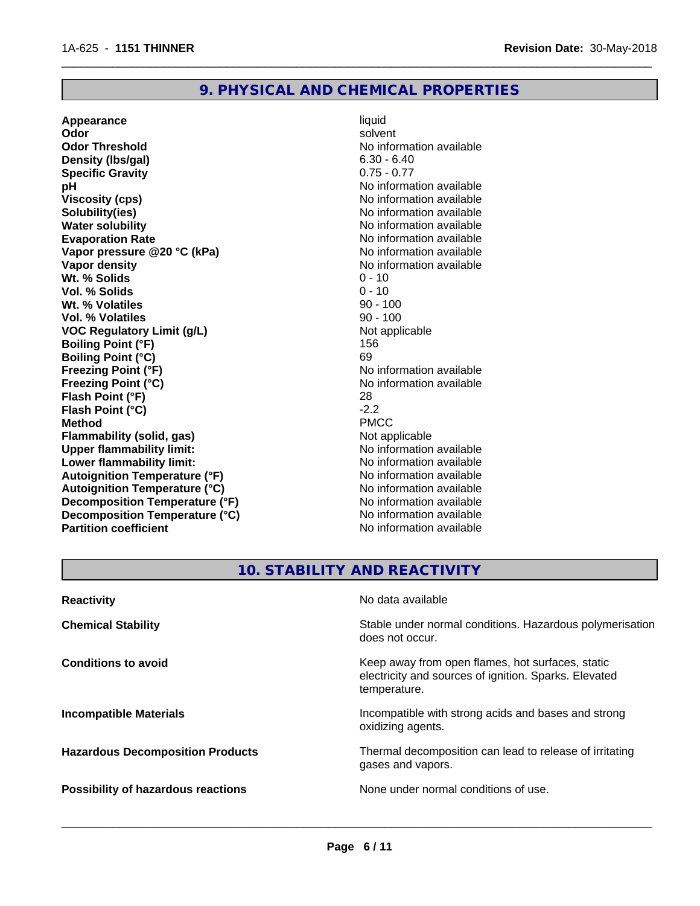## 9. PHYSICAL AND CHEMICAL PROPERTIES

| Property | Value |
|---|---|
| **Appearance** | liquid |
| **Odor** | solvent |
| **Odor Threshold** | No information available |
| **Density (lbs/gal)** | 6.30 - 6.40 |
| **Specific Gravity** | 0.75 - 0.77 |
| **pH** | No information available |
| **Viscosity (cps)** | No information available |
| **Solubility(ies)** | No information available |
| **Water solubility** | No information available |
| **Evaporation Rate** | No information available |
| **Vapor pressure @20 °C (kPa)** | No information available |
| **Vapor density** | No information available |
| **Wt. % Solids** | 0 - 10 |
| **Vol. % Solids** | 0 - 10 |
| **Wt. % Volatiles** | 90 - 100 |
| **Vol. % Volatiles** | 90 - 100 |
| **VOC Regulatory Limit (g/L)** | Not applicable |
| **Boiling Point (°F)** | 156 |
| **Boiling Point (°C)** | 69 |
| **Freezing Point (°F)** | No information available |
| **Freezing Point (°C)** | No information available |
| **Flash Point (°F)** | 28 |
| **Flash Point (°C)** | -2.2 |
| **Method** | PMCC |
| **Flammability (solid, gas)** | Not applicable |
| **Upper flammability limit:** | No information available |
| **Lower flammability limit:** | No information available |
| **Autoignition Temperature (°F)** | No information available |
| **Autoignition Temperature (°C)** | No information available |
| **Decomposition Temperature (°F)** | No information available |
| **Decomposition Temperature (°C)** | No information available |
| **Partition coefficient** | No information available |

## 10. STABILITY AND REACTIVITY

| | |
|---|---|
| **Reactivity** | No data available |
| **Chemical Stability** | Stable under normal conditions. Hazardous polymerisation does not occur. |
| **Conditions to avoid** | Keep away from open flames, hot surfaces, static electricity and sources of ignition. Sparks. Elevated temperature. |
| **Incompatible Materials** | Incompatible with strong acids and bases and strong oxidizing agents. |
| **Hazardous Decomposition Products** | Thermal decomposition can lead to release of irritating gases and vapors. |
| **Possibility of hazardous reactions** | None under normal conditions of use. |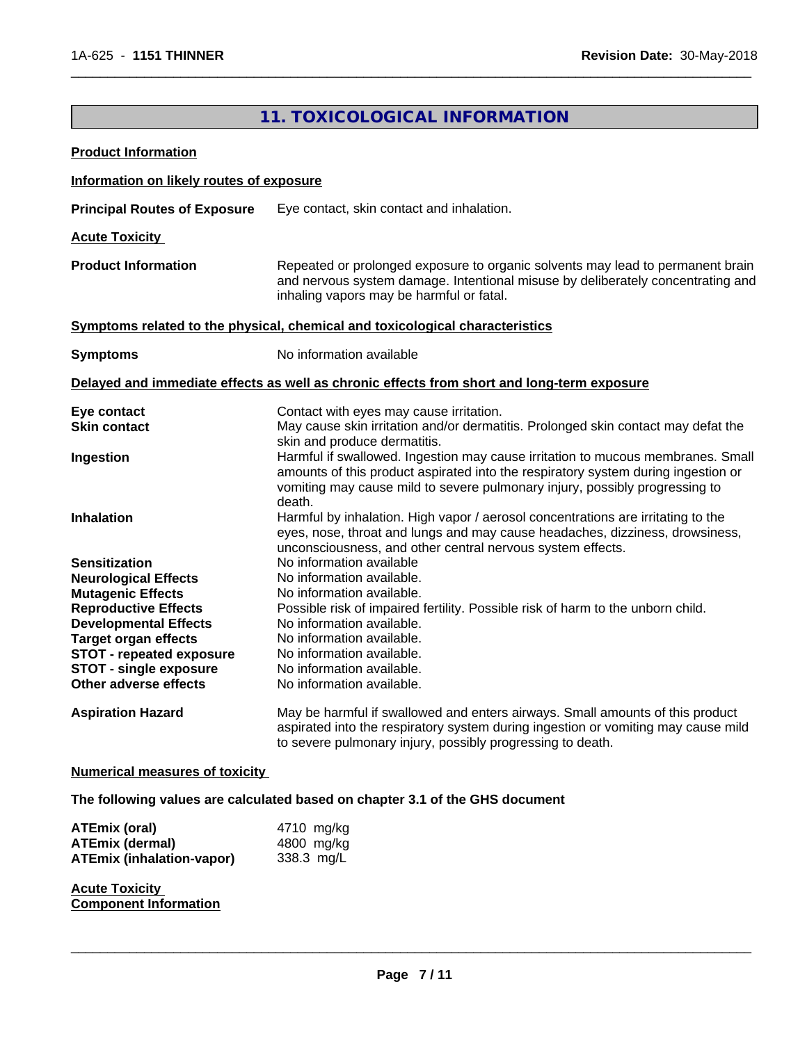## 11. TOXICOLOGICAL INFORMATION

**Product Information**

**Information on likely routes of exposure**

**Principal Routes of Exposure** Eye contact, skin contact and inhalation.

**Acute Toxicity**

**Product Information** Repeated or prolonged exposure to organic solvents may lead to permanent brain and nervous system damage. Intentional misuse by deliberately concentrating and inhaling vapors may be harmful or fatal.

**Symptoms related to the physical, chemical and toxicological characteristics**

**Symptoms** No information available

**Delayed and immediate effects as well as chronic effects from short and long-term exposure**

**Eye contact** Contact with eyes may cause irritation.

**Skin contact** May cause skin irritation and/or dermatitis. Prolonged skin contact may defat the skin and produce dermatitis.

**Ingestion** Harmful if swallowed. Ingestion may cause irritation to mucous membranes. Small amounts of this product aspirated into the respiratory system during ingestion or vomiting may cause mild to severe pulmonary injury, possibly progressing to death.

**Inhalation** Harmful by inhalation. High vapor / aerosol concentrations are irritating to the eyes, nose, throat and lungs and may cause headaches, dizziness, drowsiness, unconsciousness, and other central nervous system effects.

**Sensitization** No information available

**Neurological Effects** No information available.

**Mutagenic Effects** No information available.

**Reproductive Effects** Possible risk of impaired fertility. Possible risk of harm to the unborn child.

**Developmental Effects** No information available.

**Target organ effects** No information available.

**STOT - repeated exposure** No information available.

**STOT - single exposure** No information available.

**Other adverse effects** No information available.

**Aspiration Hazard** May be harmful if swallowed and enters airways. Small amounts of this product aspirated into the respiratory system during ingestion or vomiting may cause mild to severe pulmonary injury, possibly progressing to death.

**Numerical measures of toxicity**

**The following values are calculated based on chapter 3.1 of the GHS document**

| | |
|---|---|
| **ATEmix (oral)** | 4710 mg/kg |
| **ATEmix (dermal)** | 4800 mg/kg |
| **ATEmix (inhalation-vapor)** | 338.3 mg/L |

**Acute Toxicity**
**Component Information**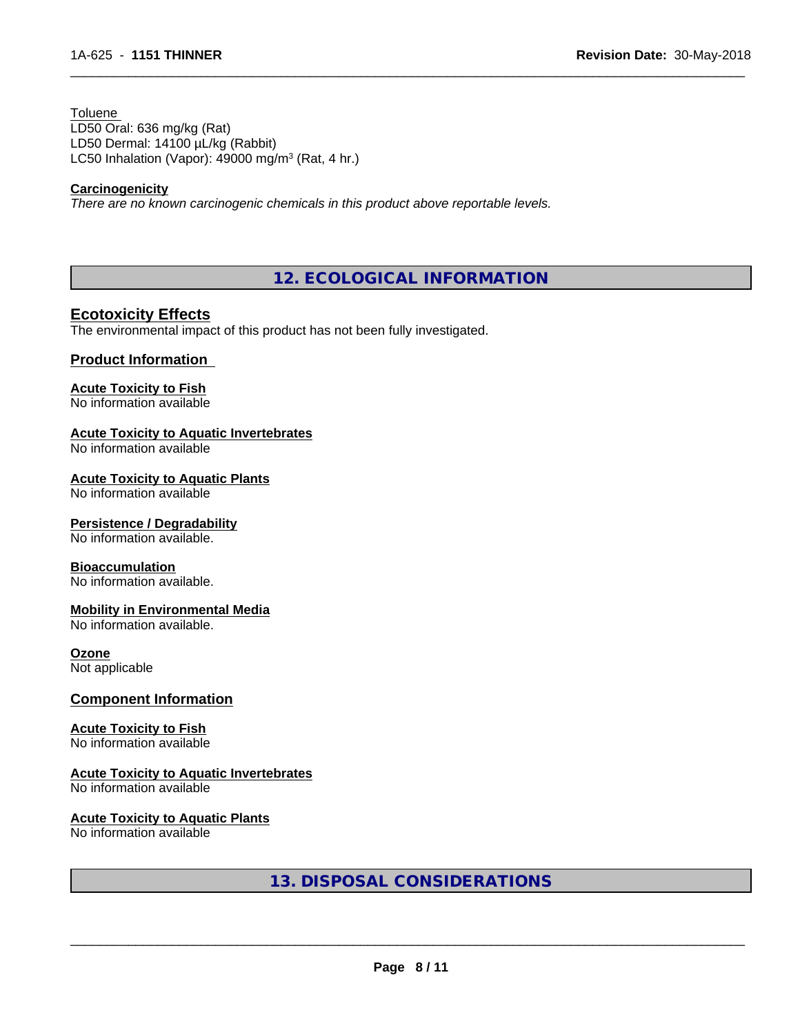Toluene
LD50 Oral: 636 mg/kg (Rat)
LD50 Dermal: 14100 µL/kg (Rabbit)
LC50 Inhalation (Vapor): 49000 mg/m$^3$ (Rat, 4 hr.)

**Carcinogenicity**
*There are no known carcinogenic chemicals in this product above reportable levels.*

## 12. ECOLOGICAL INFORMATION

### Ecotoxicity Effects
The environmental impact of this product has not been fully investigated.

### Product Information

**Acute Toxicity to Fish**
No information available

**Acute Toxicity to Aquatic Invertebrates**
No information available

**Acute Toxicity to Aquatic Plants**
No information available

**Persistence / Degradability**
No information available.

**Bioaccumulation**
No information available.

**Mobility in Environmental Media**
No information available.

**Ozone**
Not applicable

### Component Information

**Acute Toxicity to Fish**
No information available

**Acute Toxicity to Aquatic Invertebrates**
No information available

**Acute Toxicity to Aquatic Plants**
No information available

## 13. DISPOSAL CONSIDERATIONS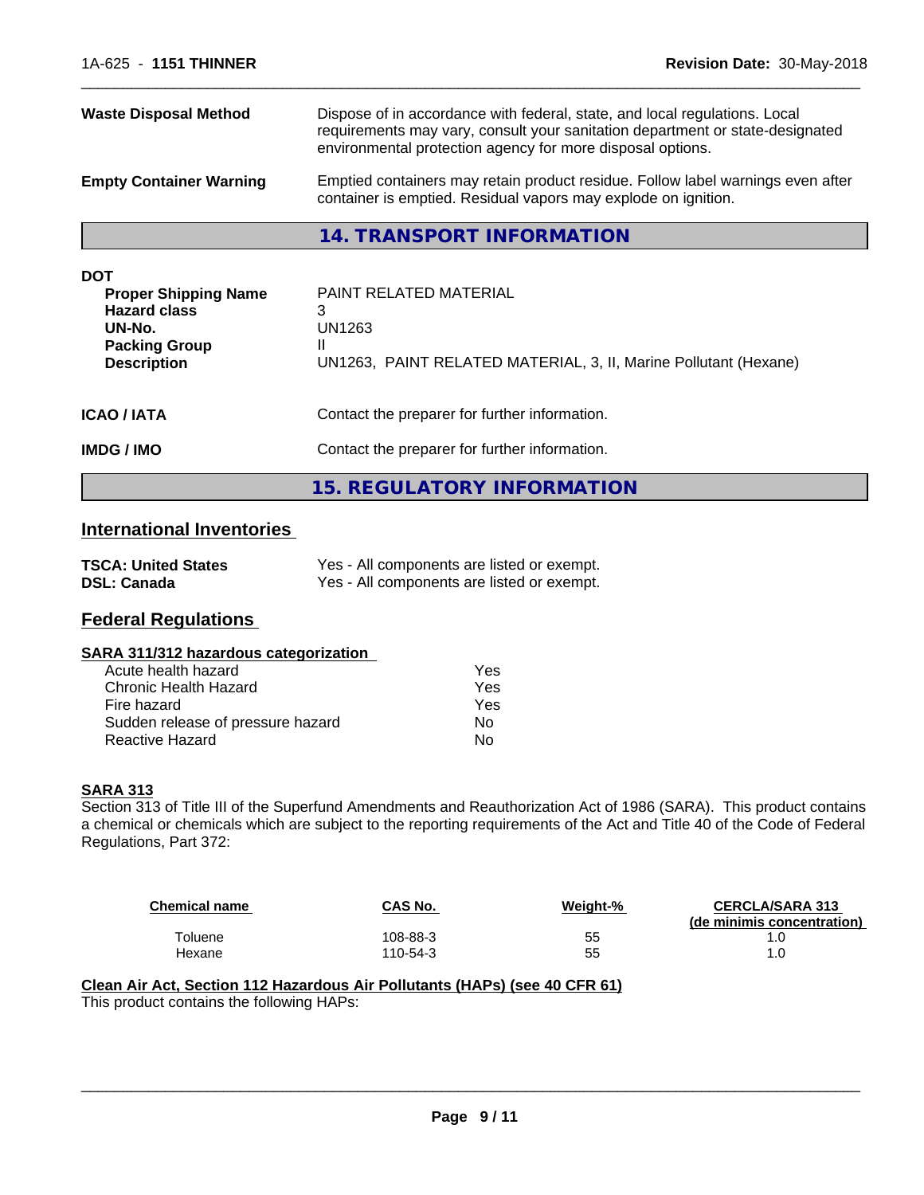| | |
|---|---|
| **Waste Disposal Method** | Dispose of in accordance with federal, state, and local regulations. Local requirements may vary, consult your sanitation department or state-designated environmental protection agency for more disposal options. |
| **Empty Container Warning** | Emptied containers may retain product residue. Follow label warnings even after container is emptied. Residual vapors may explode on ignition. |

## 14. TRANSPORT INFORMATION

**DOT**

| | |
|---|---|
| **Proper Shipping Name** | PAINT RELATED MATERIAL |
| **Hazard class** | 3 |
| **UN-No.** | UN1263 |
| **Packing Group** | II |
| **Description** | UN1263, PAINT RELATED MATERIAL, 3, II, Marine Pollutant (Hexane) |

| | |
|---|---|
| **ICAO / IATA** | Contact the preparer for further information. |
| **IMDG / IMO** | Contact the preparer for further information. |

## 15. REGULATORY INFORMATION

### International Inventories

| | |
|---|---|
| **TSCA: United States** | Yes - All components are listed or exempt. |
| **DSL: Canada** | Yes - All components are listed or exempt. |

### Federal Regulations

**SARA 311/312 hazardous categorization**

| | |
|---|---|
| Acute health hazard | Yes |
| Chronic Health Hazard | Yes |
| Fire hazard | Yes |
| Sudden release of pressure hazard | No |
| Reactive Hazard | No |

**SARA 313**

Section 313 of Title III of the Superfund Amendments and Reauthorization Act of 1986 (SARA). This product contains a chemical or chemicals which are subject to the reporting requirements of the Act and Title 40 of the Code of Federal Regulations, Part 372:

| Chemical name | CAS No. | Weight-% | CERCLA/SARA 313 (de minimis concentration) |
|---|---|---|---|
| Toluene | 108-88-3 | 55 | 1.0 |
| Hexane | 110-54-3 | 55 | 1.0 |

**Clean Air Act, Section 112 Hazardous Air Pollutants (HAPs) (see 40 CFR 61)**

This product contains the following HAPs: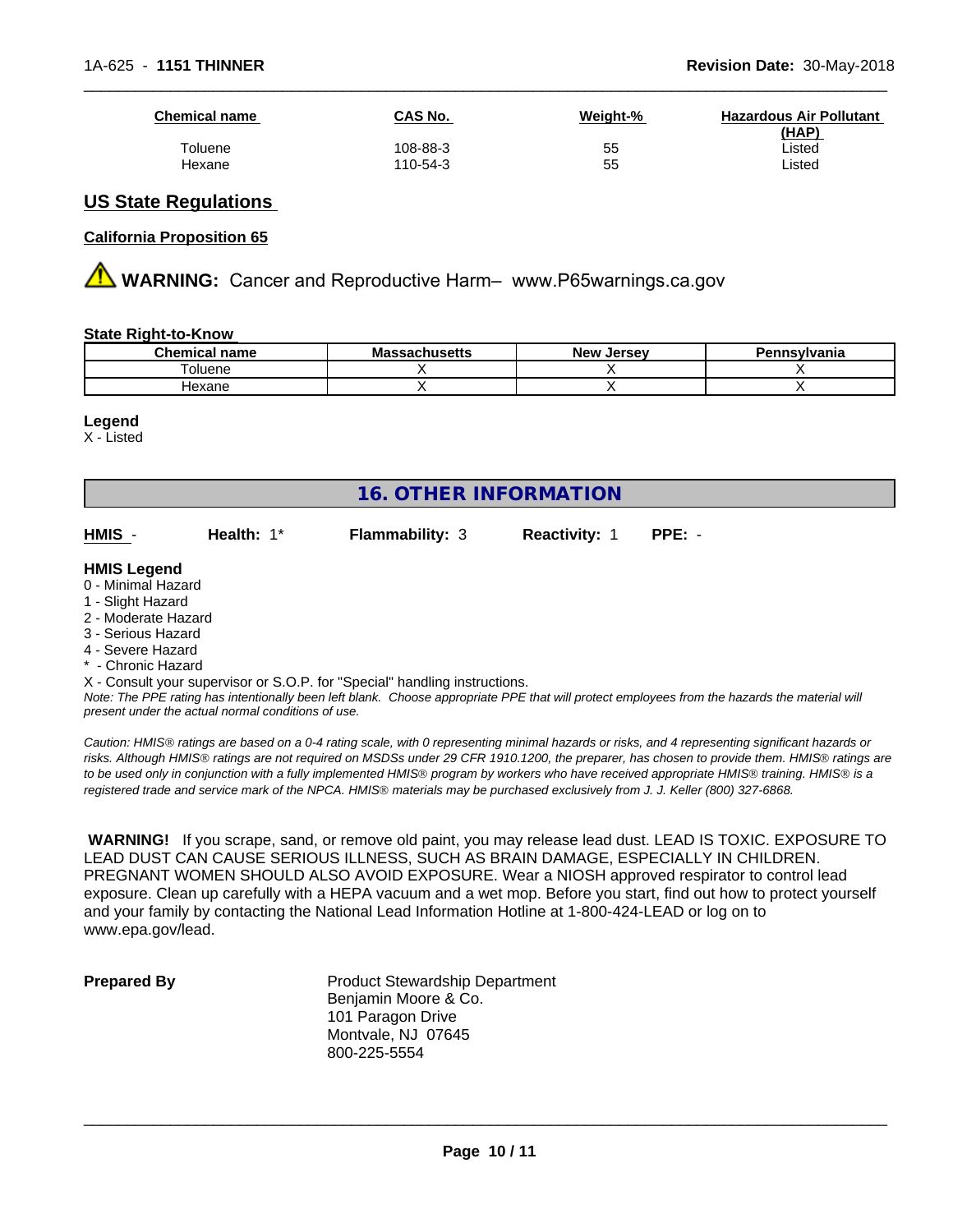| Chemical name | CAS No. | Weight-% | Hazardous Air Pollutant (HAP) |
|---|---|---|---|
| Toluene | 108-88-3 | 55 | Listed |
| Hexane | 110-54-3 | 55 | Listed |

## US State Regulations

### California Proposition 65

⚠ **WARNING:** Cancer and Reproductive Harm– www.P65warnings.ca.gov

### State Right-to-Know

| Chemical name | Massachusetts | New Jersey | Pennsylvania |
|---|---|---|---|
| Toluene | X | X | X |
| Hexane | X | X | X |

**Legend**
X - Listed

## 16. OTHER INFORMATION

**HMIS** - **Health:** 1* **Flammability:** 3 **Reactivity:** 1 **PPE:** -

**HMIS Legend**
0 - Minimal Hazard
1 - Slight Hazard
2 - Moderate Hazard
3 - Serious Hazard
4 - Severe Hazard
* - Chronic Hazard
X - Consult your supervisor or S.O.P. for "Special" handling instructions.

*Note: The PPE rating has intentionally been left blank. Choose appropriate PPE that will protect employees from the hazards the material will present under the actual normal conditions of use.*

*Caution: HMIS® ratings are based on a 0-4 rating scale, with 0 representing minimal hazards or risks, and 4 representing significant hazards or risks. Although HMIS® ratings are not required on MSDSs under 29 CFR 1910.1200, the preparer, has chosen to provide them. HMIS® ratings are to be used only in conjunction with a fully implemented HMIS® program by workers who have received appropriate HMIS® training. HMIS® is a registered trade and service mark of the NPCA. HMIS® materials may be purchased exclusively from J. J. Keller (800) 327-6868.*

**WARNING!** If you scrape, sand, or remove old paint, you may release lead dust. LEAD IS TOXIC. EXPOSURE TO LEAD DUST CAN CAUSE SERIOUS ILLNESS, SUCH AS BRAIN DAMAGE, ESPECIALLY IN CHILDREN. PREGNANT WOMEN SHOULD ALSO AVOID EXPOSURE. Wear a NIOSH approved respirator to control lead exposure. Clean up carefully with a HEPA vacuum and a wet mop. Before you start, find out how to protect yourself and your family by contacting the National Lead Information Hotline at 1-800-424-LEAD or log on to www.epa.gov/lead.

**Prepared By**

Product Stewardship Department
Benjamin Moore & Co.
101 Paragon Drive
Montvale, NJ 07645
800-225-5554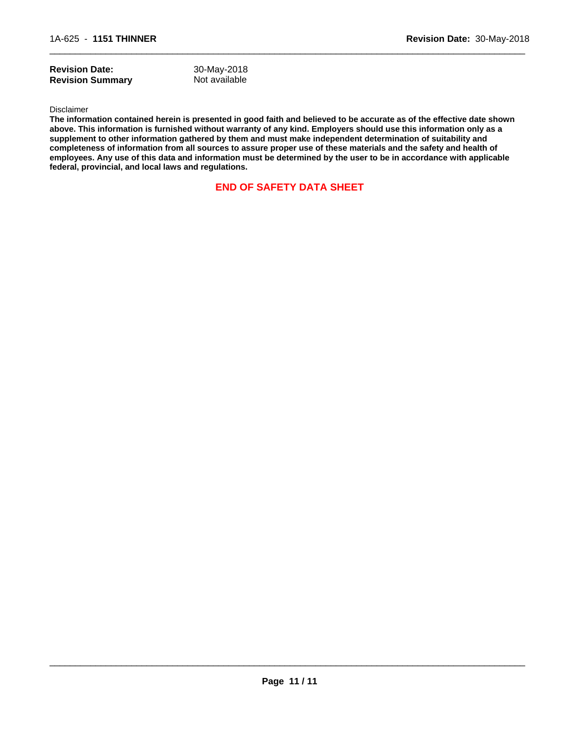**Revision Date:** 30-May-2018
**Revision Summary** Not available

Disclaimer

**The information contained herein is presented in good faith and believed to be accurate as of the effective date shown above. This information is furnished without warranty of any kind. Employers should use this information only as a supplement to other information gathered by them and must make independent determination of suitability and completeness of information from all sources to assure proper use of these materials and the safety and health of employees. Any use of this data and information must be determined by the user to be in accordance with applicable federal, provincial, and local laws and regulations.**

**END OF SAFETY DATA SHEET**